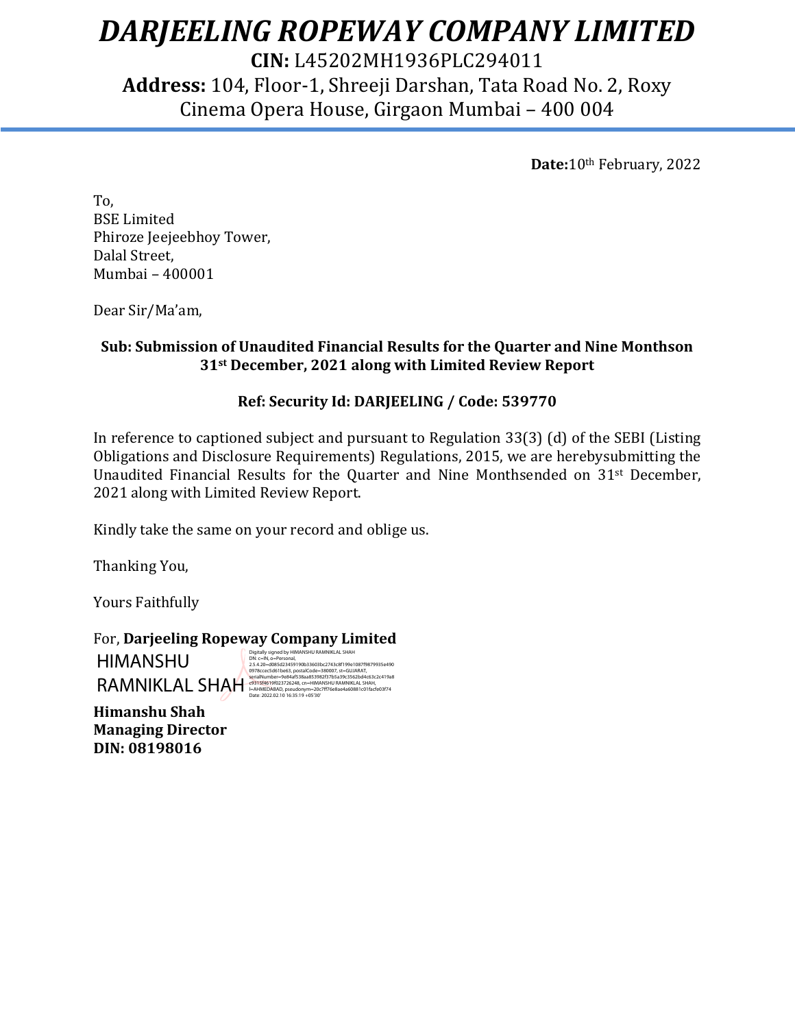# *DARJEELING ROPEWAY COMPANY LIMITED*

**CIN:** L45202MH1936PLC294011

**Address:** 104, Floor-1, Shreeji Darshan, Tata Road No. 2, Roxy Cinema Opera House, Girgaon Mumbai – 400 004

**Date:**10th February, 2022

To,
BSE Limited
Phiroze Jeejeebhoy Tower,
Dalal Street,
Mumbai – 400001

Dear Sir/Ma'am,

**Sub: Submission of Unaudited Financial Results for the Quarter and Nine Monthson 31st December, 2021 along with Limited Review Report**

**Ref: Security Id: DARJEELING / Code: 539770**

In reference to captioned subject and pursuant to Regulation 33(3) (d) of the SEBI (Listing Obligations and Disclosure Requirements) Regulations, 2015, we are herebysubmitting the Unaudited Financial Results for the Quarter and Nine Monthsended on 31st December, 2021 along with Limited Review Report.

Kindly take the same on your record and oblige us.

Thanking You,

Yours Faithfully

For, **Darjeeling Ropeway Company Limited**

HIMANSHU RAMNIKLAL SHAH

Digitally signed by HIMANSHU RAMNIKLAL SHAH
DN: c=IN, o=Personal, 2.5.4.20=d085d23459190b33603bc2743c8f199e1087f9879935e4900978ccec5d61be63, postalCode=380007, st=GUJARAT, serialNumber=9e84af538aa853982f37b5a39c3562bd4c63c2c419a8c931f4619f023726248, cn=HIMANSHU RAMNIKLAL SHAH, l=AHMEDABAD, pseudonym=20c7ff76e8ae4a60881c01facfe03f74
Date: 2022.02.10 16:35:19 +05'30'

**Himanshu Shah**
**Managing Director**
**DIN: 08198016**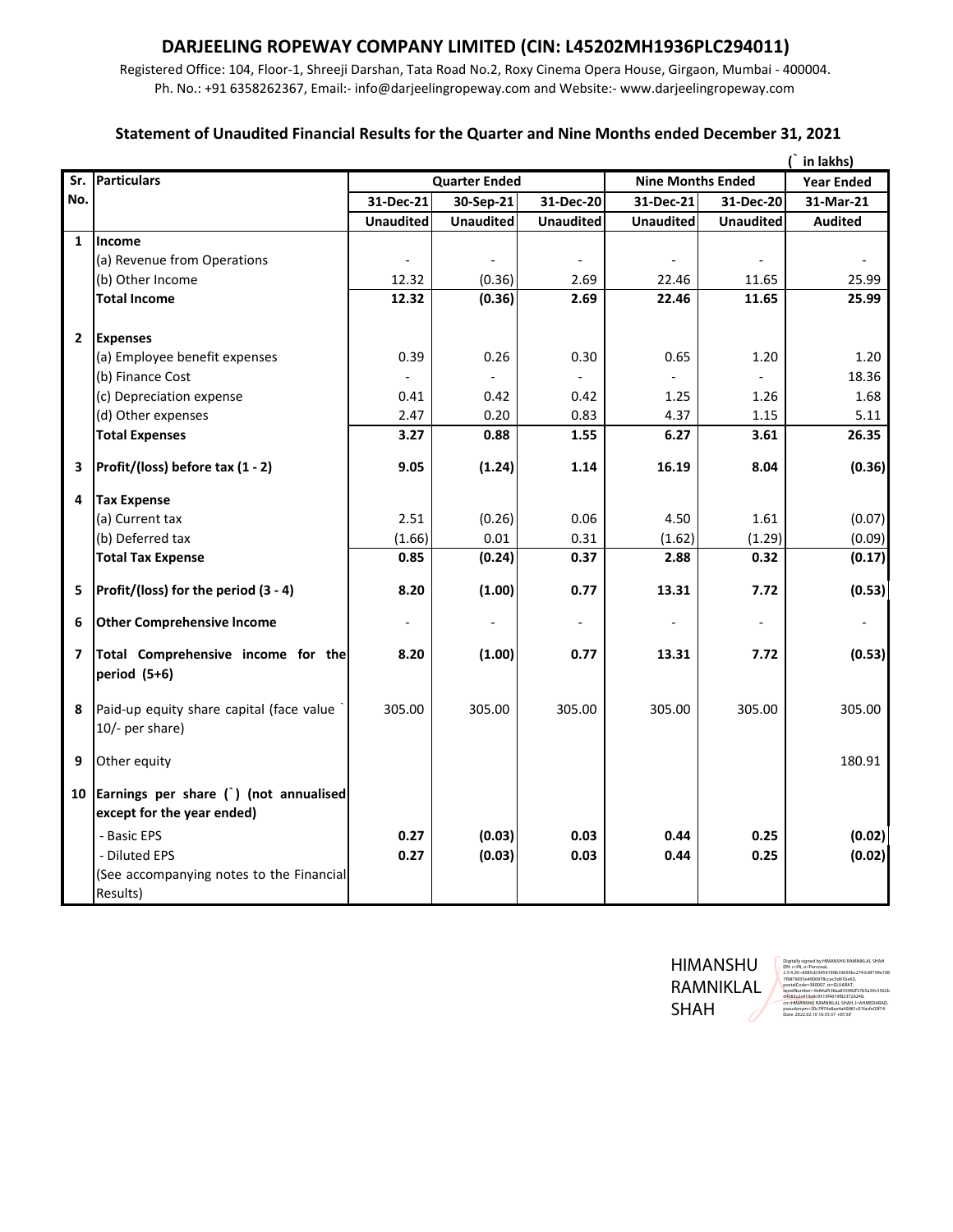# DARJEELING ROPEWAY COMPANY LIMITED (CIN: L45202MH1936PLC294011)

Registered Office: 104, Floor-1, Shreeji Darshan, Tata Road No.2, Roxy Cinema Opera House, Girgaon, Mumbai - 400004.
Ph. No.: +91 6358262367, Email:- info@darjeelingropeway.com and Website:- www.darjeelingropeway.com

## Statement of Unaudited Financial Results for the Quarter and Nine Months ended December 31, 2021

(` in lakhs)

| Sr. No. | Particulars | Quarter Ended | | | Nine Months Ended | | Year Ended |
|---|---|---|---|---|---|---|---|
| | | 31-Dec-21 | 30-Sep-21 | 31-Dec-20 | 31-Dec-21 | 31-Dec-20 | 31-Mar-21 |
| | | Unaudited | Unaudited | Unaudited | Unaudited | Unaudited | Audited |
| 1 | **Income** | | | | | | |
| | (a) Revenue from Operations | - | - | - | - | - | - |
| | (b) Other Income | 12.32 | (0.36) | 2.69 | 22.46 | 11.65 | 25.99 |
| | **Total Income** | **12.32** | **(0.36)** | **2.69** | **22.46** | **11.65** | **25.99** |
| 2 | **Expenses** | | | | | | |
| | (a) Employee benefit expenses | 0.39 | 0.26 | 0.30 | 0.65 | 1.20 | 1.20 |
| | (b) Finance Cost | - | - | - | - | - | 18.36 |
| | (c) Depreciation expense | 0.41 | 0.42 | 0.42 | 1.25 | 1.26 | 1.68 |
| | (d) Other expenses | 2.47 | 0.20 | 0.83 | 4.37 | 1.15 | 5.11 |
| | **Total Expenses** | **3.27** | **0.88** | **1.55** | **6.27** | **3.61** | **26.35** |
| 3 | **Profit/(loss) before tax (1 - 2)** | **9.05** | **(1.24)** | **1.14** | **16.19** | **8.04** | **(0.36)** |
| 4 | **Tax Expense** | | | | | | |
| | (a) Current tax | 2.51 | (0.26) | 0.06 | 4.50 | 1.61 | (0.07) |
| | (b) Deferred tax | (1.66) | 0.01 | 0.31 | (1.62) | (1.29) | (0.09) |
| | **Total Tax Expense** | **0.85** | **(0.24)** | **0.37** | **2.88** | **0.32** | **(0.17)** |
| 5 | **Profit/(loss) for the period (3 - 4)** | **8.20** | **(1.00)** | **0.77** | **13.31** | **7.72** | **(0.53)** |
| 6 | **Other Comprehensive Income** | - | - | - | - | - | - |
| 7 | **Total Comprehensive income for the period (5+6)** | **8.20** | **(1.00)** | **0.77** | **13.31** | **7.72** | **(0.53)** |
| 8 | Paid-up equity share capital (face value ` 10/- per share) | 305.00 | 305.00 | 305.00 | 305.00 | 305.00 | 305.00 |
| 9 | Other equity | | | | | | 180.91 |
| 10 | **Earnings per share (`) (not annualised except for the year ended)** | | | | | | |
| | - Basic EPS | **0.27** | **(0.03)** | **0.03** | **0.44** | **0.25** | **(0.02)** |
| | - Diluted EPS | **0.27** | **(0.03)** | **0.03** | **0.44** | **0.25** | **(0.02)** |
| | (See accompanying notes to the Financial Results) | | | | | | |

HIMANSHU RAMNIKLAL SHAH

Digitally signed by HIMANSHU RAMNIKLAL SHAH
Date: 2022.02.10 16:35:37 +05'30'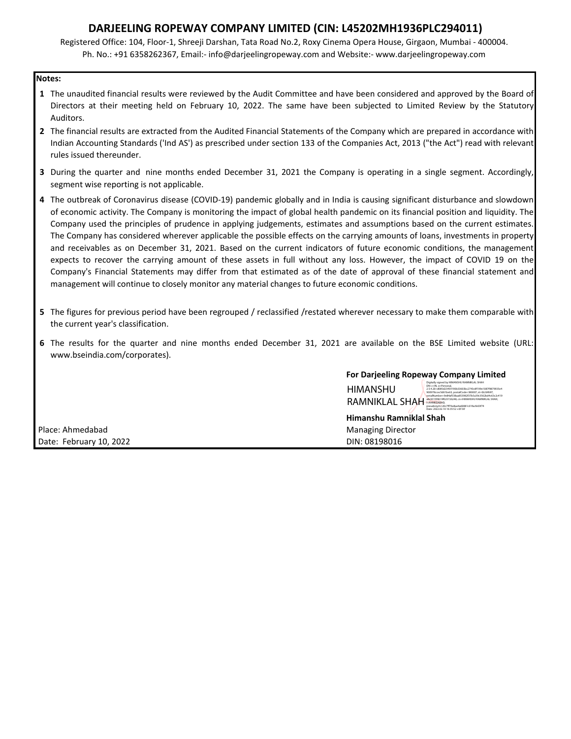# DARJEELING ROPEWAY COMPANY LIMITED (CIN: L45202MH1936PLC294011)

Registered Office: 104, Floor-1, Shreeji Darshan, Tata Road No.2, Roxy Cinema Opera House, Girgaon, Mumbai - 400004.
Ph. No.: +91 6358262367, Email:- info@darjeelingropeway.com and Website:- www.darjeelingropeway.com

**Notes:**

1. The unaudited financial results were reviewed by the Audit Committee and have been considered and approved by the Board of Directors at their meeting held on February 10, 2022. The same have been subjected to Limited Review by the Statutory Auditors.
2. The financial results are extracted from the Audited Financial Statements of the Company which are prepared in accordance with Indian Accounting Standards ('Ind AS') as prescribed under section 133 of the Companies Act, 2013 ("the Act") read with relevant rules issued thereunder.
3. During the quarter and nine months ended December 31, 2021 the Company is operating in a single segment. Accordingly, segment wise reporting is not applicable.
4. The outbreak of Coronavirus disease (COVID-19) pandemic globally and in India is causing significant disturbance and slowdown of economic activity. The Company is monitoring the impact of global health pandemic on its financial position and liquidity. The Company used the principles of prudence in applying judgements, estimates and assumptions based on the current estimates. The Company has considered wherever applicable the possible effects on the carrying amounts of loans, investments in property and receivables as on December 31, 2021. Based on the current indicators of future economic conditions, the management expects to recover the carrying amount of these assets in full without any loss. However, the impact of COVID 19 on the Company's Financial Statements may differ from that estimated as of the date of approval of these financial statement and management will continue to closely monitor any material changes to future economic conditions.
5. The figures for previous period have been regrouped / reclassified /restated wherever necessary to make them comparable with the current year's classification.
6. The results for the quarter and nine months ended December 31, 2021 are available on the BSE Limited website (URL: www.bseindia.com/corporates).

**For Darjeeling Ropeway Company Limited**

HIMANSHU RAMNIKLAL SHAH (Digitally signed, Date: 2022.02.10)

**Himanshu Ramniklal Shah**
Managing Director
DIN: 08198016

Place: Ahmedabad
Date: February 10, 2022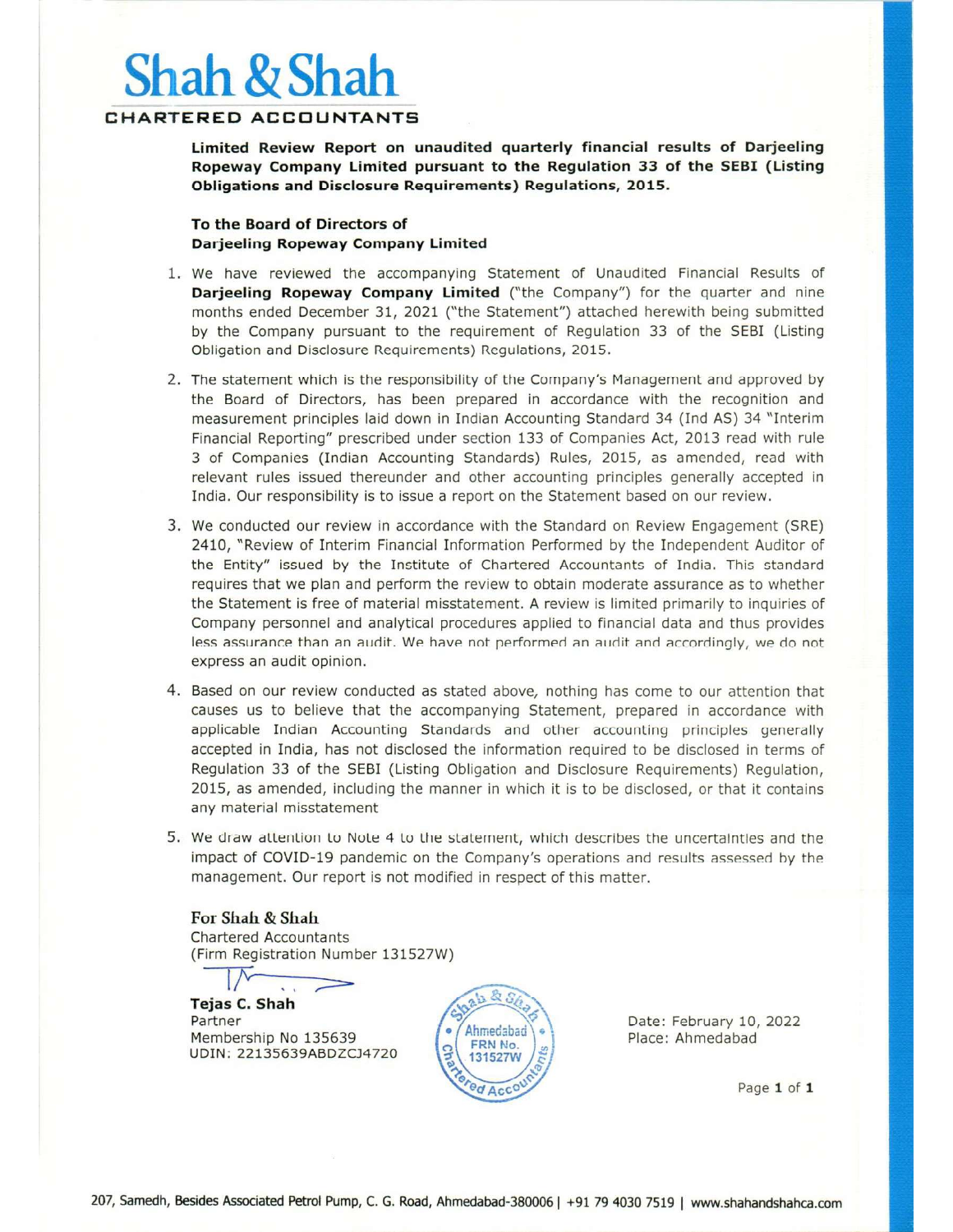# Shah & Shah

**CHARTERED ACCOUNTANTS**

**Limited Review Report on unaudited quarterly financial results of Darjeeling Ropeway Company Limited pursuant to the Regulation 33 of the SEBI (Listing Obligations and Disclosure Requirements) Regulations, 2015.**

**To the Board of Directors of**
**Darjeeling Ropeway Company Limited**

1. We have reviewed the accompanying Statement of Unaudited Financial Results of **Darjeeling Ropeway Company Limited** ("the Company") for the quarter and nine months ended December 31, 2021 ("the Statement") attached herewith being submitted by the Company pursuant to the requirement of Regulation 33 of the SEBI (Listing Obligation and Disclosure Requirements) Regulations, 2015.

2. The statement which is the responsibility of the Company's Management and approved by the Board of Directors, has been prepared in accordance with the recognition and measurement principles laid down in Indian Accounting Standard 34 (Ind AS) 34 "Interim Financial Reporting" prescribed under section 133 of Companies Act, 2013 read with rule 3 of Companies (Indian Accounting Standards) Rules, 2015, as amended, read with relevant rules issued thereunder and other accounting principles generally accepted in India. Our responsibility is to issue a report on the Statement based on our review.

3. We conducted our review in accordance with the Standard on Review Engagement (SRE) 2410, "Review of Interim Financial Information Performed by the Independent Auditor of the Entity" issued by the Institute of Chartered Accountants of India. This standard requires that we plan and perform the review to obtain moderate assurance as to whether the Statement is free of material misstatement. A review is limited primarily to inquiries of Company personnel and analytical procedures applied to financial data and thus provides less assurance than an audit. We have not performed an audit and accordingly, we do not express an audit opinion.

4. Based on our review conducted as stated above, nothing has come to our attention that causes us to believe that the accompanying Statement, prepared in accordance with applicable Indian Accounting Standards and other accounting principles generally accepted in India, has not disclosed the information required to be disclosed in terms of Regulation 33 of the SEBI (Listing Obligation and Disclosure Requirements) Regulation, 2015, as amended, including the manner in which it is to be disclosed, or that it contains any material misstatement

5. We draw attention to Note 4 to the statement, which describes the uncertainties and the impact of COVID-19 pandemic on the Company's operations and results assessed by the management. Our report is not modified in respect of this matter.

For Shah & Shah
Chartered Accountants
(Firm Registration Number 131527W)

**Tejas C. Shah**
Partner
Membership No 135639
UDIN: 22135639ABDZCJ4720

Date: February 10, 2022
Place: Ahmedabad

207, Samedh, Besides Associated Petrol Pump, C. G. Road, Ahmedabad-380006 | +91 79 4030 7519 | www.shahandshahca.com